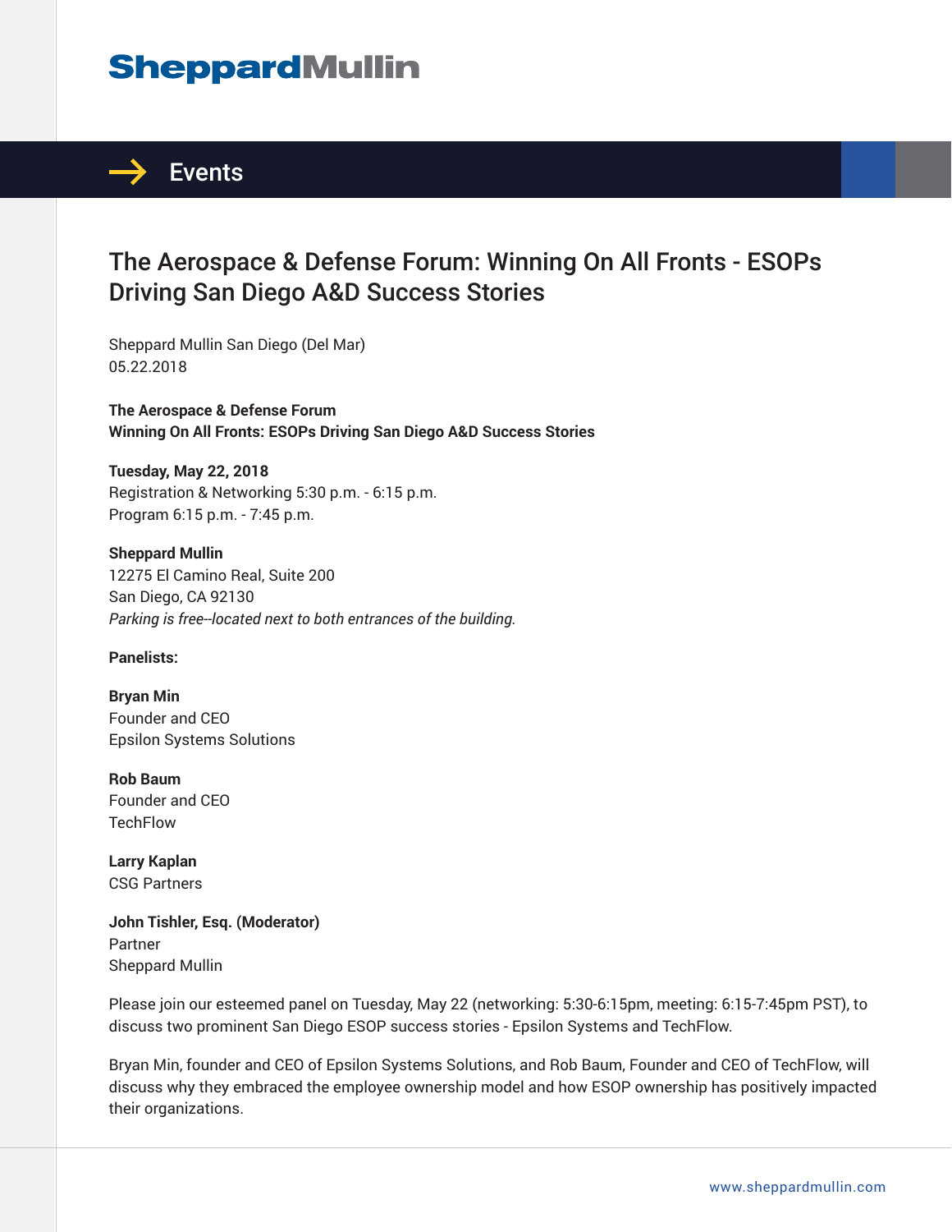**SheppardMullin**

## Events

# The Aerospace & Defense Forum: Winning On All Fronts - ESOPs Driving San Diego A&D Success Stories

Sheppard Mullin San Diego (Del Mar)
05.22.2018

**The Aerospace & Defense Forum**
**Winning On All Fronts: ESOPs Driving San Diego A&D Success Stories**

**Tuesday, May 22, 2018**
Registration & Networking 5:30 p.m. - 6:15 p.m.
Program 6:15 p.m. - 7:45 p.m.

**Sheppard Mullin**
12275 El Camino Real, Suite 200
San Diego, CA 92130
*Parking is free--located next to both entrances of the building.*

**Panelists:**

**Bryan Min**
Founder and CEO
Epsilon Systems Solutions

**Rob Baum**
Founder and CEO
TechFlow

**Larry Kaplan**
CSG Partners

**John Tishler, Esq. (Moderator)**
Partner
Sheppard Mullin

Please join our esteemed panel on Tuesday, May 22 (networking: 5:30-6:15pm, meeting: 6:15-7:45pm PST), to discuss two prominent San Diego ESOP success stories - Epsilon Systems and TechFlow.

Bryan Min, founder and CEO of Epsilon Systems Solutions, and Rob Baum, Founder and CEO of TechFlow, will discuss why they embraced the employee ownership model and how ESOP ownership has positively impacted their organizations.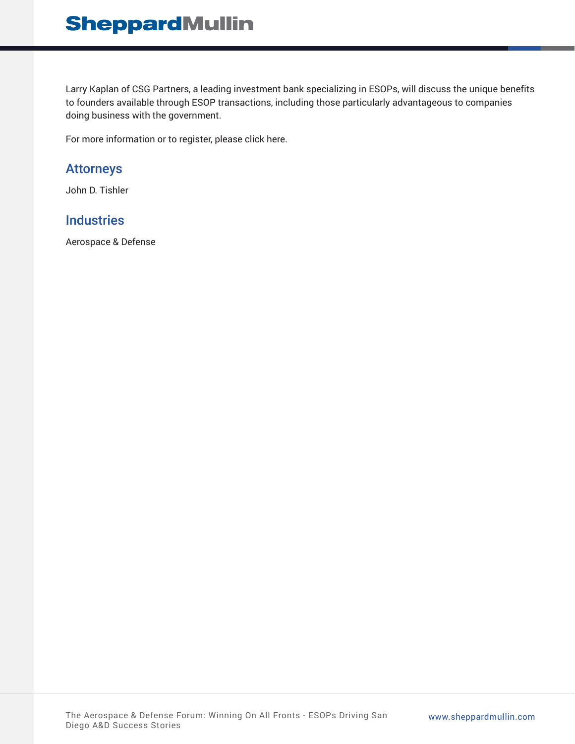Larry Kaplan of CSG Partners, a leading investment bank specializing in ESOPs, will discuss the unique benefits to founders available through ESOP transactions, including those particularly advantageous to companies doing business with the government.

For more information or to register, please click here.

## Attorneys

John D. Tishler

## Industries

Aerospace & Defense